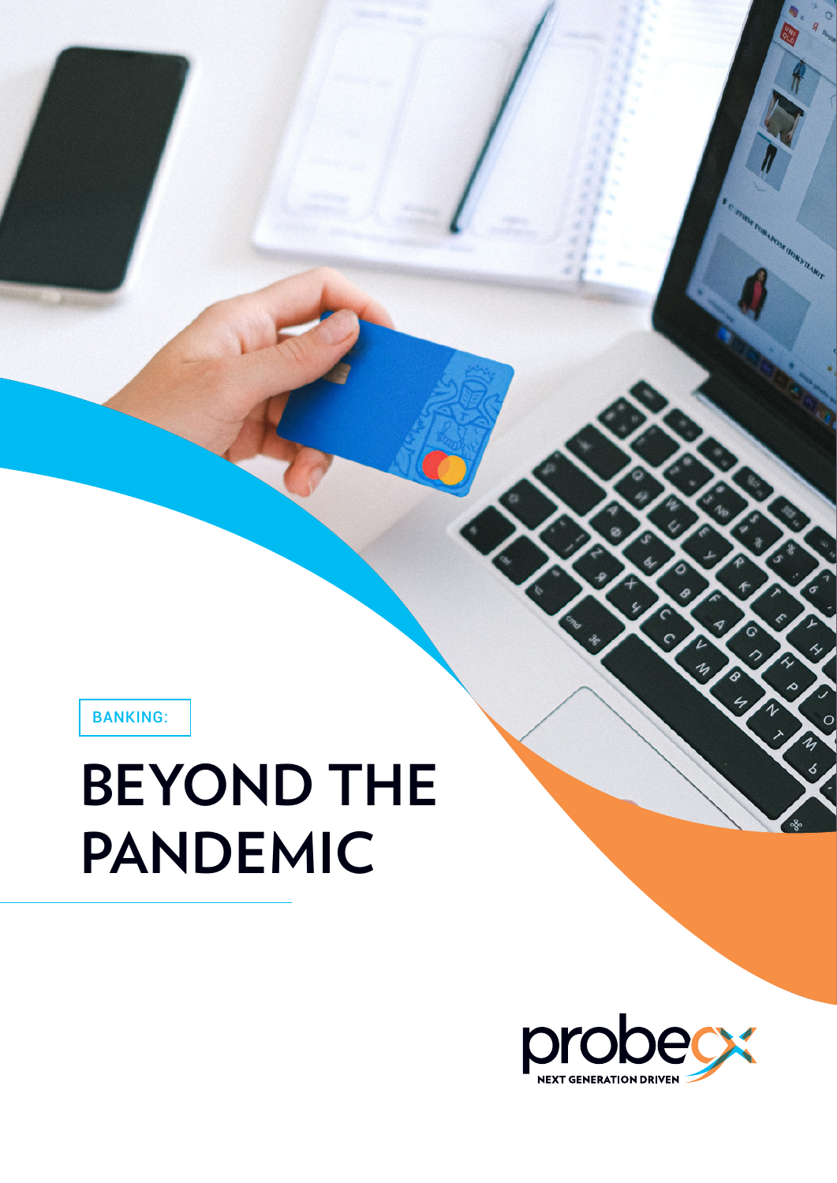BANKING:

# BEYOND THE PANDEMIC

probecx

NEXT GENERATION DRIVEN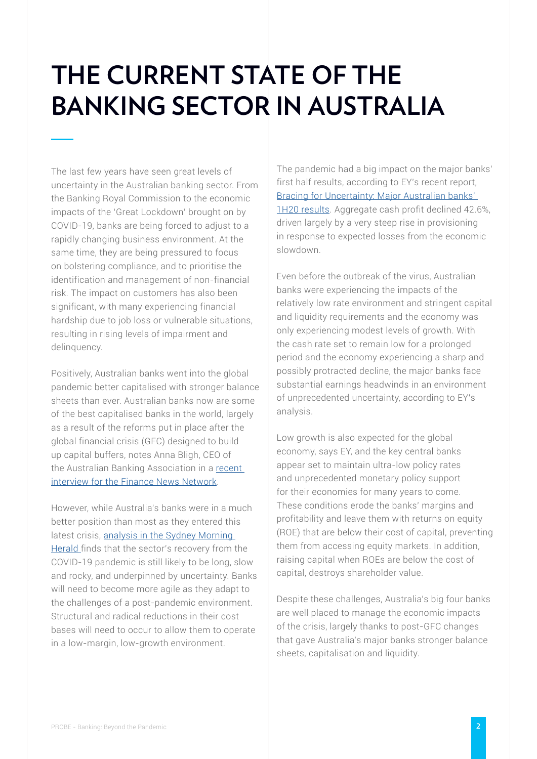# THE CURRENT STATE OF THE BANKING SECTOR IN AUSTRALIA

The last few years have seen great levels of uncertainty in the Australian banking sector. From the Banking Royal Commission to the economic impacts of the 'Great Lockdown' brought on by COVID-19, banks are being forced to adjust to a rapidly changing business environment. At the same time, they are being pressured to focus on bolstering compliance, and to prioritise the identification and management of non-financial risk. The impact on customers has also been significant, with many experiencing financial hardship due to job loss or vulnerable situations, resulting in rising levels of impairment and delinquency.

Positively, Australian banks went into the global pandemic better capitalised with stronger balance sheets than ever. Australian banks now are some of the best capitalised banks in the world, largely as a result of the reforms put in place after the global financial crisis (GFC) designed to build up capital buffers, notes Anna Bligh, CEO of the Australian Banking Association in a recent interview for the Finance News Network.

However, while Australia's banks were in a much better position than most as they entered this latest crisis, analysis in the Sydney Morning Herald finds that the sector's recovery from the COVID-19 pandemic is still likely to be long, slow and rocky, and underpinned by uncertainty. Banks will need to become more agile as they adapt to the challenges of a post-pandemic environment. Structural and radical reductions in their cost bases will need to occur to allow them to operate in a low-margin, low-growth environment.

The pandemic had a big impact on the major banks' first half results, according to EY's recent report, Bracing for Uncertainty: Major Australian banks' 1H20 results. Aggregate cash profit declined 42.6%, driven largely by a very steep rise in provisioning in response to expected losses from the economic slowdown.

Even before the outbreak of the virus, Australian banks were experiencing the impacts of the relatively low rate environment and stringent capital and liquidity requirements and the economy was only experiencing modest levels of growth. With the cash rate set to remain low for a prolonged period and the economy experiencing a sharp and possibly protracted decline, the major banks face substantial earnings headwinds in an environment of unprecedented uncertainty, according to EY's analysis.

Low growth is also expected for the global economy, says EY, and the key central banks appear set to maintain ultra-low policy rates and unprecedented monetary policy support for their economies for many years to come. These conditions erode the banks' margins and profitability and leave them with returns on equity (ROE) that are below their cost of capital, preventing them from accessing equity markets. In addition, raising capital when ROEs are below the cost of capital, destroys shareholder value.

Despite these challenges, Australia's big four banks are well placed to manage the economic impacts of the crisis, largely thanks to post-GFC changes that gave Australia's major banks stronger balance sheets, capitalisation and liquidity.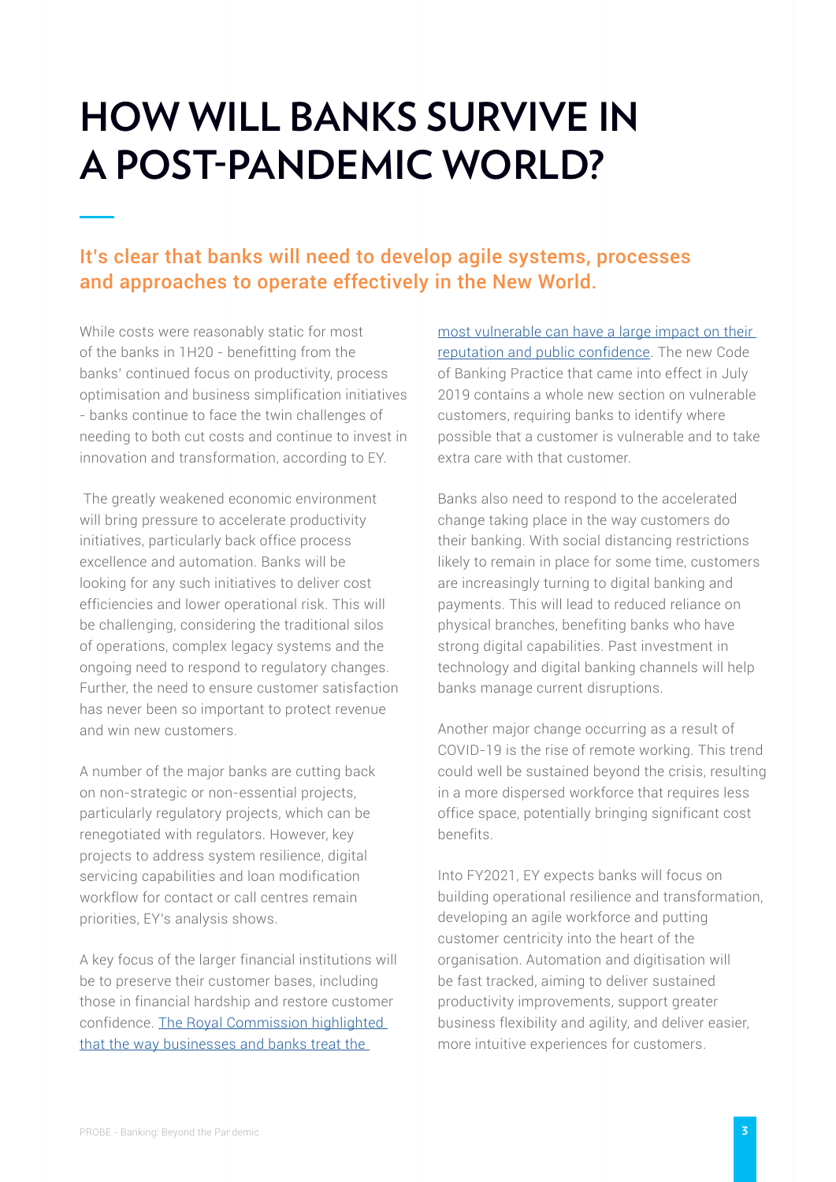# HOW WILL BANKS SURVIVE IN A POST-PANDEMIC WORLD?

## It's clear that banks will need to develop agile systems, processes and approaches to operate effectively in the New World.

While costs were reasonably static for most of the banks in 1H20 - benefitting from the banks' continued focus on productivity, process optimisation and business simplification initiatives - banks continue to face the twin challenges of needing to both cut costs and continue to invest in innovation and transformation, according to EY.

The greatly weakened economic environment will bring pressure to accelerate productivity initiatives, particularly back office process excellence and automation. Banks will be looking for any such initiatives to deliver cost efficiencies and lower operational risk. This will be challenging, considering the traditional silos of operations, complex legacy systems and the ongoing need to respond to regulatory changes. Further, the need to ensure customer satisfaction has never been so important to protect revenue and win new customers.

A number of the major banks are cutting back on non-strategic or non-essential projects, particularly regulatory projects, which can be renegotiated with regulators. However, key projects to address system resilience, digital servicing capabilities and loan modification workflow for contact or call centres remain priorities, EY's analysis shows.

A key focus of the larger financial institutions will be to preserve their customer bases, including those in financial hardship and restore customer confidence. The Royal Commission highlighted that the way businesses and banks treat the most vulnerable can have a large impact on their reputation and public confidence. The new Code of Banking Practice that came into effect in July 2019 contains a whole new section on vulnerable customers, requiring banks to identify where possible that a customer is vulnerable and to take extra care with that customer.

Banks also need to respond to the accelerated change taking place in the way customers do their banking. With social distancing restrictions likely to remain in place for some time, customers are increasingly turning to digital banking and payments. This will lead to reduced reliance on physical branches, benefiting banks who have strong digital capabilities. Past investment in technology and digital banking channels will help banks manage current disruptions.

Another major change occurring as a result of COVID-19 is the rise of remote working. This trend could well be sustained beyond the crisis, resulting in a more dispersed workforce that requires less office space, potentially bringing significant cost benefits.

Into FY2021, EY expects banks will focus on building operational resilience and transformation, developing an agile workforce and putting customer centricity into the heart of the organisation. Automation and digitisation will be fast tracked, aiming to deliver sustained productivity improvements, support greater business flexibility and agility, and deliver easier, more intuitive experiences for customers.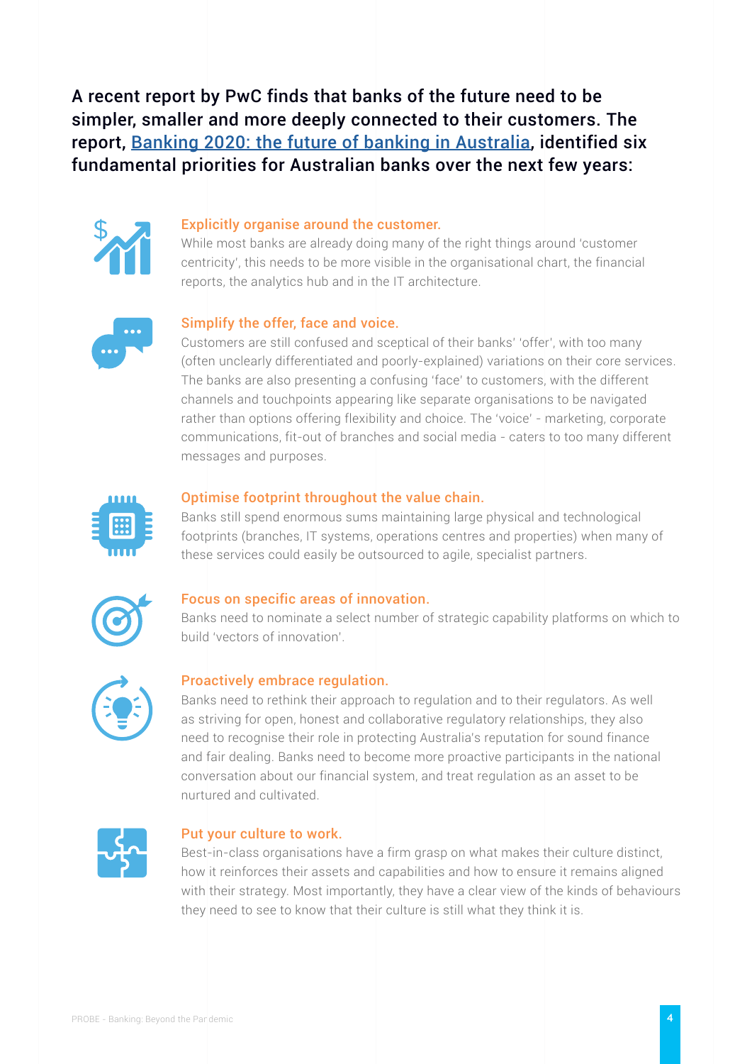**A recent report by PwC finds that banks of the future need to be simpler, smaller and more deeply connected to their customers. The report, Banking 2020: the future of banking in Australia, identified six fundamental priorities for Australian banks over the next few years:**

### Explicitly organise around the customer.

While most banks are already doing many of the right things around 'customer centricity', this needs to be more visible in the organisational chart, the financial reports, the analytics hub and in the IT architecture.

### Simplify the offer, face and voice.

Customers are still confused and sceptical of their banks' 'offer', with too many (often unclearly differentiated and poorly-explained) variations on their core services. The banks are also presenting a confusing 'face' to customers, with the different channels and touchpoints appearing like separate organisations to be navigated rather than options offering flexibility and choice. The 'voice' - marketing, corporate communications, fit-out of branches and social media - caters to too many different messages and purposes.

### Optimise footprint throughout the value chain.

Banks still spend enormous sums maintaining large physical and technological footprints (branches, IT systems, operations centres and properties) when many of these services could easily be outsourced to agile, specialist partners.

### Focus on specific areas of innovation.

Banks need to nominate a select number of strategic capability platforms on which to build 'vectors of innovation'.

### Proactively embrace regulation.

Banks need to rethink their approach to regulation and to their regulators. As well as striving for open, honest and collaborative regulatory relationships, they also need to recognise their role in protecting Australia's reputation for sound finance and fair dealing. Banks need to become more proactive participants in the national conversation about our financial system, and treat regulation as an asset to be nurtured and cultivated.

### Put your culture to work.

Best-in-class organisations have a firm grasp on what makes their culture distinct, how it reinforces their assets and capabilities and how to ensure it remains aligned with their strategy. Most importantly, they have a clear view of the kinds of behaviours they need to see to know that their culture is still what they think it is.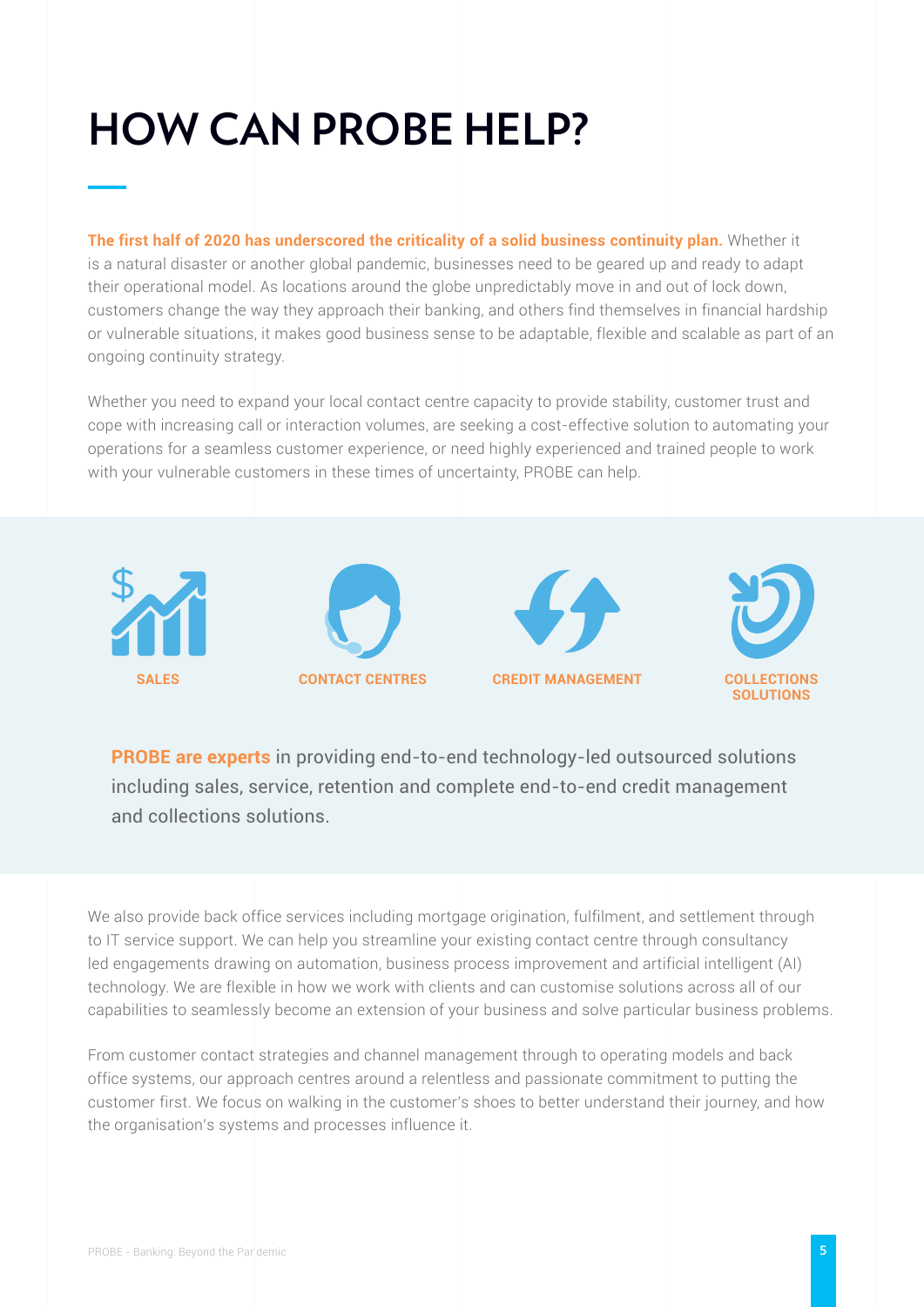# HOW CAN PROBE HELP?

**The first half of 2020 has underscored the criticality of a solid business continuity plan.** Whether it is a natural disaster or another global pandemic, businesses need to be geared up and ready to adapt their operational model. As locations around the globe unpredictably move in and out of lock down, customers change the way they approach their banking, and others find themselves in financial hardship or vulnerable situations, it makes good business sense to be adaptable, flexible and scalable as part of an ongoing continuity strategy.

Whether you need to expand your local contact centre capacity to provide stability, customer trust and cope with increasing call or interaction volumes, are seeking a cost-effective solution to automating your operations for a seamless customer experience, or need highly experienced and trained people to work with your vulnerable customers in these times of uncertainty, PROBE can help.

**SALES** | **CONTACT CENTRES** | **CREDIT MANAGEMENT** | **COLLECTIONS SOLUTIONS**

**PROBE are experts** in providing end-to-end technology-led outsourced solutions including sales, service, retention and complete end-to-end credit management and collections solutions.

We also provide back office services including mortgage origination, fulfilment, and settlement through to IT service support. We can help you streamline your existing contact centre through consultancy led engagements drawing on automation, business process improvement and artificial intelligent (AI) technology. We are flexible in how we work with clients and can customise solutions across all of our capabilities to seamlessly become an extension of your business and solve particular business problems.

From customer contact strategies and channel management through to operating models and back office systems, our approach centres around a relentless and passionate commitment to putting the customer first. We focus on walking in the customer's shoes to better understand their journey, and how the organisation's systems and processes influence it.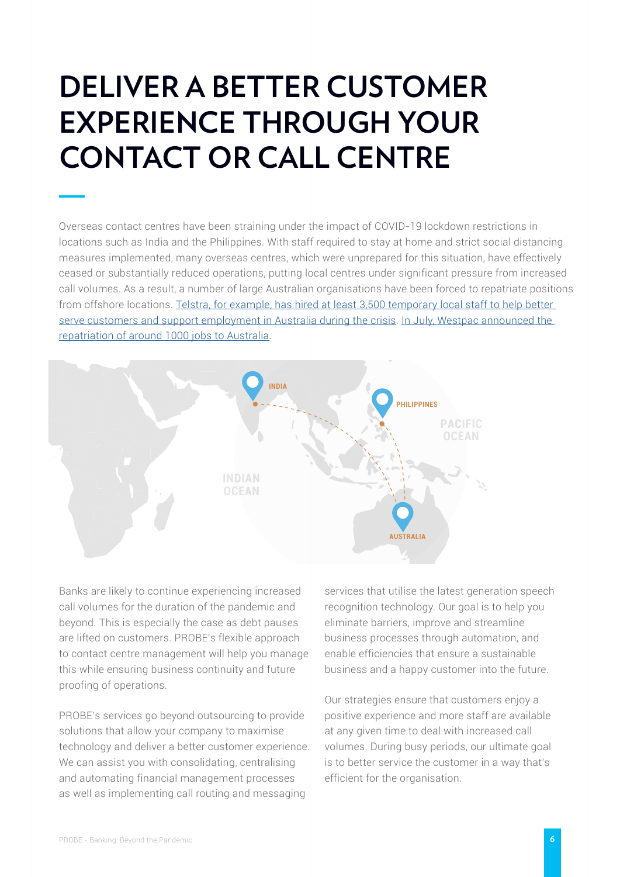# DELIVER A BETTER CUSTOMER EXPERIENCE THROUGH YOUR CONTACT OR CALL CENTRE

Overseas contact centres have been straining under the impact of COVID-19 lockdown restrictions in locations such as India and the Philippines. With staff required to stay at home and strict social distancing measures implemented, many overseas centres, which were unprepared for this situation, have effectively ceased or substantially reduced operations, putting local centres under significant pressure from increased call volumes. As a result, a number of large Australian organisations have been forced to repatriate positions from offshore locations. Telstra, for example, has hired at least 3,500 temporary local staff to help better serve customers and support employment in Australia during the crisis. In July, Westpac announced the repatriation of around 1000 jobs to Australia.

Banks are likely to continue experiencing increased call volumes for the duration of the pandemic and beyond. This is especially the case as debt pauses are lifted on customers. PROBE's flexible approach to contact centre management will help you manage this while ensuring business continuity and future proofing of operations.

PROBE's services go beyond outsourcing to provide solutions that allow your company to maximise technology and deliver a better customer experience. We can assist you with consolidating, centralising and automating financial management processes as well as implementing call routing and messaging services that utilise the latest generation speech recognition technology. Our goal is to help you eliminate barriers, improve and streamline business processes through automation, and enable efficiencies that ensure a sustainable business and a happy customer into the future.

Our strategies ensure that customers enjoy a positive experience and more staff are available at any given time to deal with increased call volumes. During busy periods, our ultimate goal is to better service the customer in a way that's efficient for the organisation.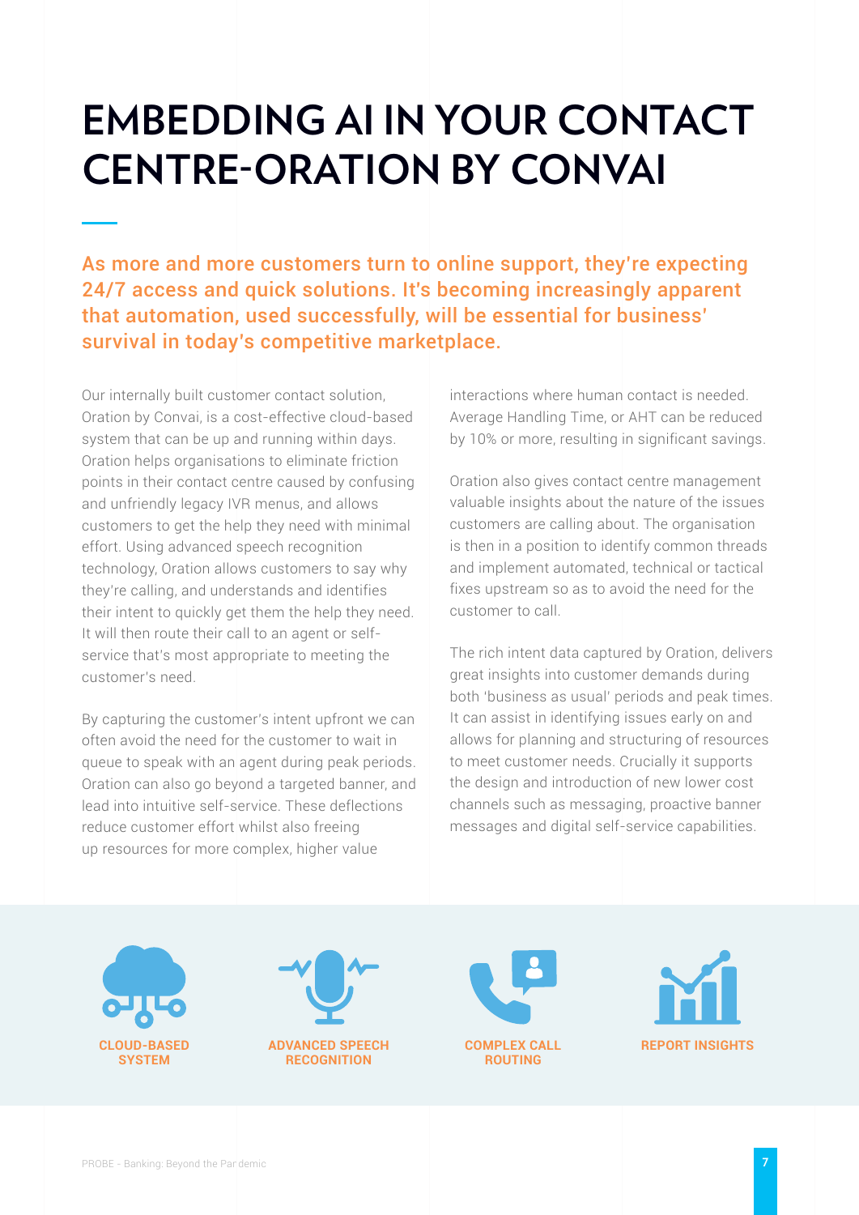# EMBEDDING AI IN YOUR CONTACT CENTRE-ORATION BY CONVAI

**As more and more customers turn to online support, they're expecting 24/7 access and quick solutions. It's becoming increasingly apparent that automation, used successfully, will be essential for business' survival in today's competitive marketplace.**

Our internally built customer contact solution, Oration by Convai, is a cost-effective cloud-based system that can be up and running within days. Oration helps organisations to eliminate friction points in their contact centre caused by confusing and unfriendly legacy IVR menus, and allows customers to get the help they need with minimal effort. Using advanced speech recognition technology, Oration allows customers to say why they're calling, and understands and identifies their intent to quickly get them the help they need. It will then route their call to an agent or self-service that's most appropriate to meeting the customer's need.

By capturing the customer's intent upfront we can often avoid the need for the customer to wait in queue to speak with an agent during peak periods. Oration can also go beyond a targeted banner, and lead into intuitive self-service. These deflections reduce customer effort whilst also freeing up resources for more complex, higher value interactions where human contact is needed. Average Handling Time, or AHT can be reduced by 10% or more, resulting in significant savings.

Oration also gives contact centre management valuable insights about the nature of the issues customers are calling about. The organisation is then in a position to identify common threads and implement automated, technical or tactical fixes upstream so as to avoid the need for the customer to call.

The rich intent data captured by Oration, delivers great insights into customer demands during both 'business as usual' periods and peak times. It can assist in identifying issues early on and allows for planning and structuring of resources to meet customer needs. Crucially it supports the design and introduction of new lower cost channels such as messaging, proactive banner messages and digital self-service capabilities.

**CLOUD-BASED SYSTEM**

**ADVANCED SPEECH RECOGNITION**

**COMPLEX CALL ROUTING**

**REPORT INSIGHTS**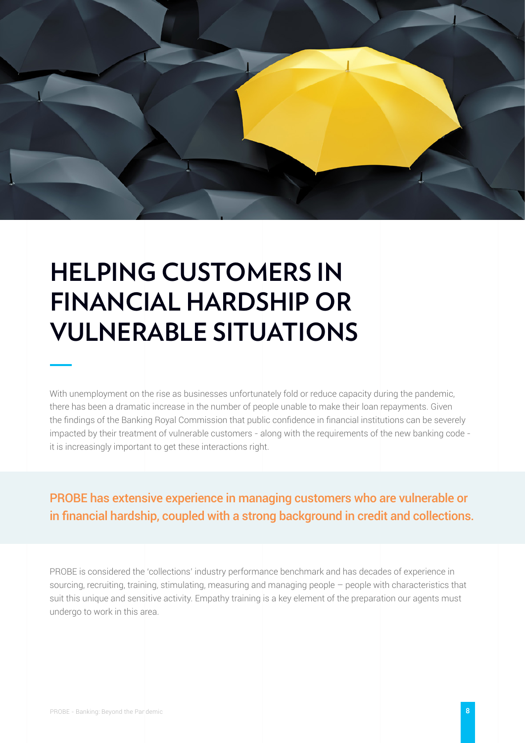# HELPING CUSTOMERS IN FINANCIAL HARDSHIP OR VULNERABLE SITUATIONS

With unemployment on the rise as businesses unfortunately fold or reduce capacity during the pandemic, there has been a dramatic increase in the number of people unable to make their loan repayments. Given the findings of the Banking Royal Commission that public confidence in financial institutions can be severely impacted by their treatment of vulnerable customers - along with the requirements of the new banking code - it is increasingly important to get these interactions right.

**PROBE has extensive experience in managing customers who are vulnerable or in financial hardship, coupled with a strong background in credit and collections.**

PROBE is considered the 'collections' industry performance benchmark and has decades of experience in sourcing, recruiting, training, stimulating, measuring and managing people – people with characteristics that suit this unique and sensitive activity. Empathy training is a key element of the preparation our agents must undergo to work in this area.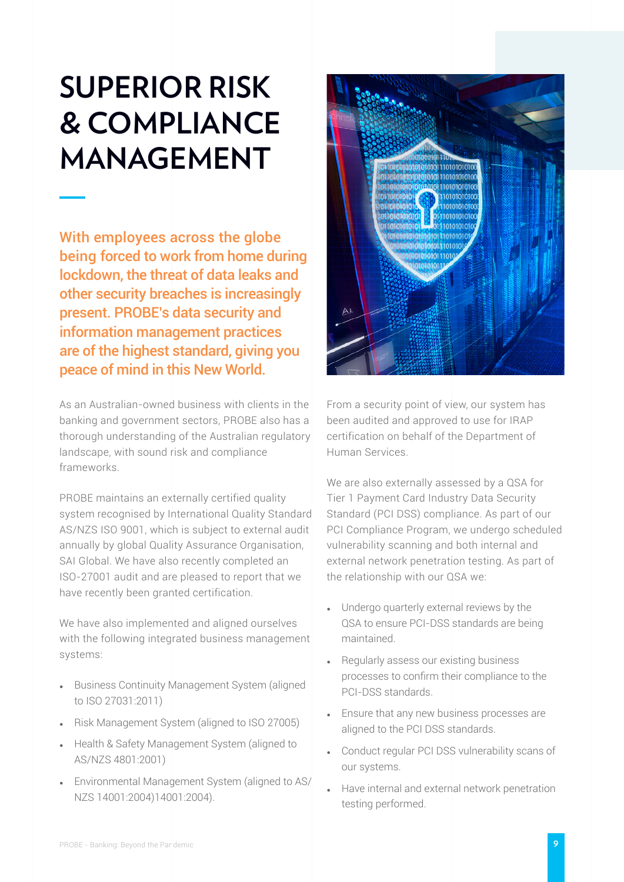# SUPERIOR RISK & COMPLIANCE MANAGEMENT

**With employees across the globe being forced to work from home during lockdown, the threat of data leaks and other security breaches is increasingly present. PROBE's data security and information management practices are of the highest standard, giving you peace of mind in this New World.**

As an Australian-owned business with clients in the banking and government sectors, PROBE also has a thorough understanding of the Australian regulatory landscape, with sound risk and compliance frameworks.

PROBE maintains an externally certified quality system recognised by International Quality Standard AS/NZS ISO 9001, which is subject to external audit annually by global Quality Assurance Organisation, SAI Global. We have also recently completed an ISO-27001 audit and are pleased to report that we have recently been granted certification.

We have also implemented and aligned ourselves with the following integrated business management systems:

- Business Continuity Management System (aligned to ISO 27031:2011)
- Risk Management System (aligned to ISO 27005)
- Health & Safety Management System (aligned to AS/NZS 4801:2001)
- Environmental Management System (aligned to AS/NZS 14001:2004)14001:2004).

From a security point of view, our system has been audited and approved to use for IRAP certification on behalf of the Department of Human Services.

We are also externally assessed by a QSA for Tier 1 Payment Card Industry Data Security Standard (PCI DSS) compliance. As part of our PCI Compliance Program, we undergo scheduled vulnerability scanning and both internal and external network penetration testing. As part of the relationship with our QSA we:

- Undergo quarterly external reviews by the QSA to ensure PCI-DSS standards are being maintained.
- Regularly assess our existing business processes to confirm their compliance to the PCI-DSS standards.
- Ensure that any new business processes are aligned to the PCI DSS standards.
- Conduct regular PCI DSS vulnerability scans of our systems.
- Have internal and external network penetration testing performed.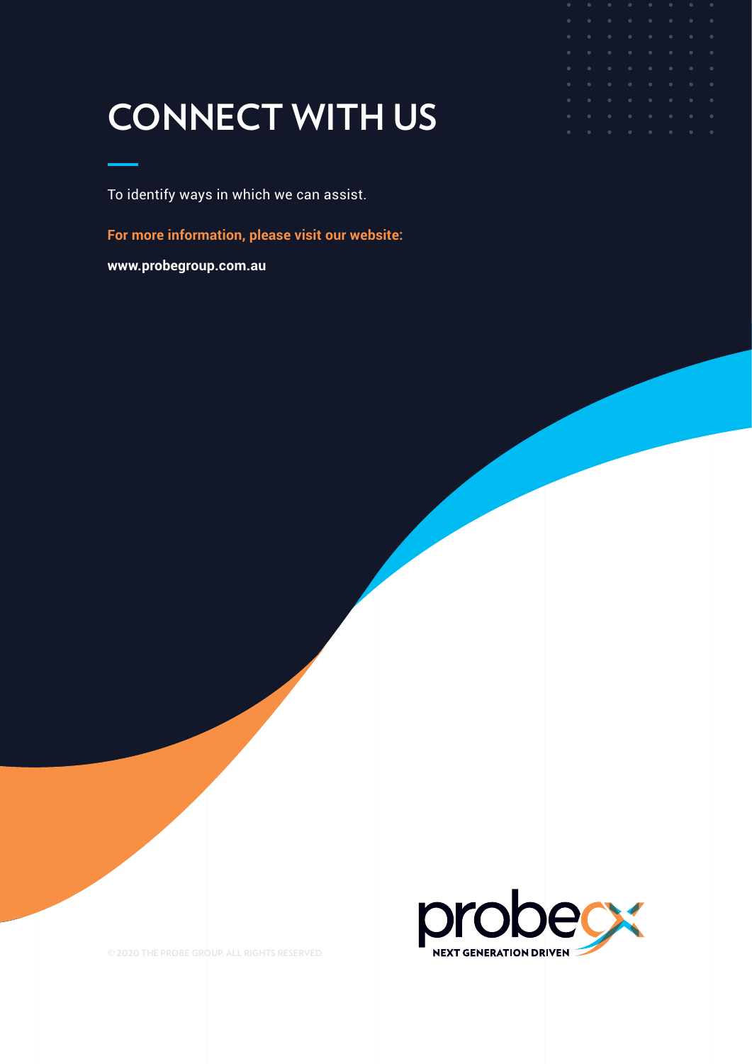# CONNECT WITH US

To identify ways in which we can assist.

**For more information, please visit our website:**

**www.probegroup.com.au**

© 2020 THE PROBE GROUP. ALL RIGHTS RESERVED.

probecx

NEXT GENERATION DRIVEN